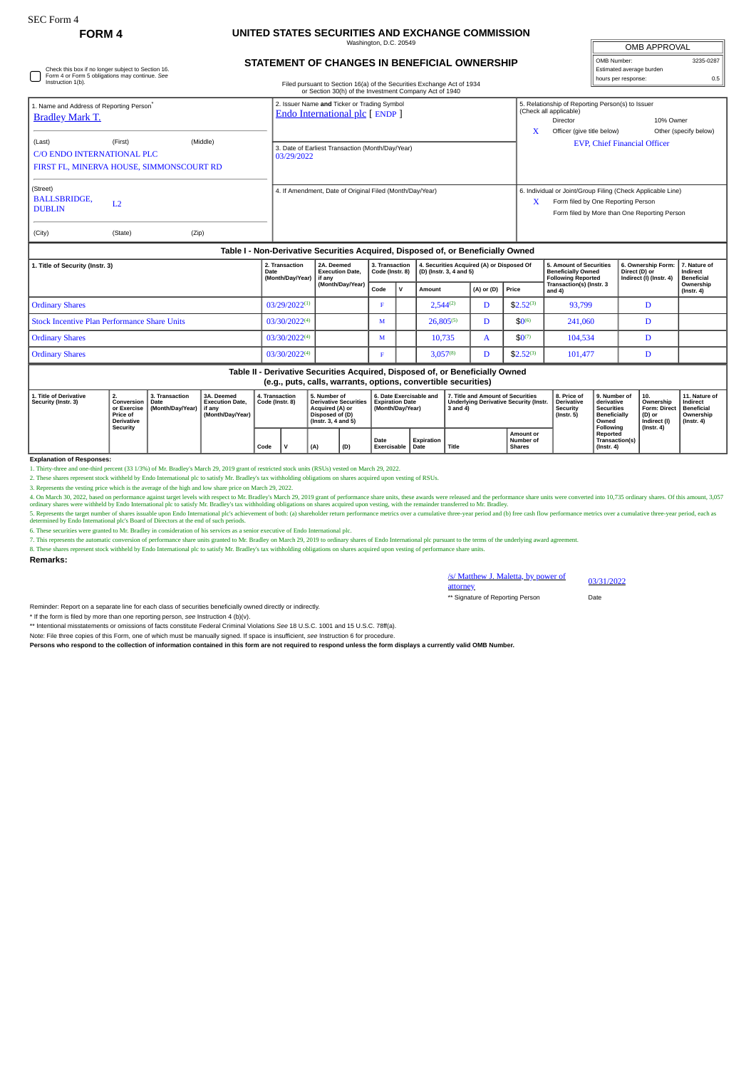SEC Form 4

**FORM 4**

# UNITED STATES SECURITIES AND EXCHANGE COMMISSION

Washington, D.C. 20549

## STATEMENT OF CHANGES IN BENEFICIAL OWNERSHIP

Filed pursuant to Section 16(a) of the Securities Exchange Act of 1934 or Section 30(h) of the Investment Company Act of 1940

| OMB APPROVAL | |
|---|---|
| OMB Number: | 3235-0287 |
| Estimated average burden | |
| hours per response: | 0.5 |

☐ Check this box if no longer subject to Section 16. Form 4 or Form 5 obligations may continue. *See* Instruction 1(b).

1. Name and Address of Reporting Person*
Bradley Mark T.

(Last) (First) (Middle)
C/O ENDO INTERNATIONAL PLC
FIRST FL, MINERVA HOUSE, SIMMONSCOURT RD

(Street)
BALLSBRIDGE, DUBLIN L2

(City) (State) (Zip)

2. Issuer Name **and** Ticker or Trading Symbol
Endo International plc [ ENDP ]

3. Date of Earliest Transaction (Month/Day/Year)
03/29/2022

4. If Amendment, Date of Original Filed (Month/Day/Year)

5. Relationship of Reporting Person(s) to Issuer (Check all applicable)
Director
10% Owner
X Officer (give title below)
Other (specify below)
EVP, Chief Financial Officer

6. Individual or Joint/Group Filing (Check Applicable Line)
X Form filed by One Reporting Person
Form filed by More than One Reporting Person

### Table I - Non-Derivative Securities Acquired, Disposed of, or Beneficially Owned

| 1. Title of Security (Instr. 3) | 2. Transaction Date (Month/Day/Year) | 2A. Deemed Execution Date, if any (Month/Day/Year) | 3. Transaction Code (Instr. 8) | | 4. Securities Acquired (A) or Disposed Of (D) (Instr. 3, 4 and 5) | | | 5. Amount of Securities Beneficially Owned Following Reported Transaction(s) (Instr. 3 and 4) | 6. Ownership Form: Direct (D) or Indirect (I) (Instr. 4) | 7. Nature of Indirect Beneficial Ownership (Instr. 4) |
|---|---|---|---|---|---|---|---|---|---|---|
| | | | Code | V | Amount | (A) or (D) | Price | | | |
| Ordinary Shares | 03/29/2022[(1)] | | F | | 2,544[(2)] | D | $2.52[(3)] | 93,799 | D | |
| Stock Incentive Plan Performance Share Units | 03/30/2022[(4)] | | M | | 26,805[(5)] | D | $0[(6)] | 241,060 | D | |
| Ordinary Shares | 03/30/2022[(4)] | | M | | 10,735 | A | $0[(7)] | 104,534 | D | |
| Ordinary Shares | 03/30/2022[(4)] | | F | | 3,057[(8)] | D | $2.52[(3)] | 101,477 | D | |

### Table II - Derivative Securities Acquired, Disposed of, or Beneficially Owned (e.g., puts, calls, warrants, options, convertible securities)

| 1. Title of Derivative Security (Instr. 3) | 2. Conversion or Exercise Price of Derivative Security | 3. Transaction Date (Month/Day/Year) | 3A. Deemed Execution Date, if any (Month/Day/Year) | 4. Transaction Code (Instr. 8) | | 5. Number of Derivative Securities Acquired (A) or Disposed of (D) (Instr. 3, 4 and 5) | | 6. Date Exercisable and Expiration Date (Month/Day/Year) | | 7. Title and Amount of Securities Underlying Derivative Security (Instr. 3 and 4) | | 8. Price of Derivative Security (Instr. 5) | 9. Number of derivative Securities Beneficially Owned Following Reported Transaction(s) (Instr. 4) | 10. Ownership Form: Direct (D) or Indirect (I) (Instr. 4) | 11. Nature of Indirect Beneficial Ownership (Instr. 4) |
|---|---|---|---|---|---|---|---|---|---|---|---|---|---|---|---|
| | | | | Code | V | (A) | (D) | Date Exercisable | Expiration Date | Title | Amount or Number of Shares | | | | |

**Explanation of Responses:**

1. Thirty-three and one-third percent (33 1/3%) of Mr. Bradley's March 29, 2019 grant of restricted stock units (RSUs) vested on March 29, 2022.
2. These shares represent stock withheld by Endo International plc to satisfy Mr. Bradley's tax withholding obligations on shares acquired upon vesting of RSUs.
3. Represents the vesting price which is the average of the high and low share price on March 29, 2022.
4. On March 30, 2022, based on performance against target levels with respect to Mr. Bradley's March 29, 2019 grant of performance share units, these awards were released and the performance share units were converted into 10,735 ordinary shares. Of this amount, 3,057 ordinary shares were withheld by Endo International plc to satisfy Mr. Bradley's tax withholding obligations on shares acquired upon vesting, with the remainder transferred to Mr. Bradley.
5. Represents the target number of shares issuable upon Endo International plc's achievement of both: (a) shareholder return performance metrics over a cumulative three-year period and (b) free cash flow performance metrics over a cumulative three-year period, each as determined by Endo International plc's Board of Directors at the end of such periods.
6. These securities were granted to Mr. Bradley in consideration of his services as a senior executive of Endo International plc.
7. This represents the automatic conversion of performance share units granted to Mr. Bradley on March 29, 2019 to ordinary shares of Endo International plc pursuant to the terms of the underlying award agreement.
8. These shares represent stock withheld by Endo International plc to satisfy Mr. Bradley's tax withholding obligations on shares acquired upon vesting of performance share units.

**Remarks:**

/s/ Matthew J. Maletta, by power of attorney 03/31/2022

** Signature of Reporting Person Date

Reminder: Report on a separate line for each class of securities beneficially owned directly or indirectly.

* If the form is filed by more than one reporting person, *see* Instruction 4 (b)(v).

** Intentional misstatements or omissions of facts constitute Federal Criminal Violations *See* 18 U.S.C. 1001 and 15 U.S.C. 78ff(a).

Note: File three copies of this Form, one of which must be manually signed. If space is insufficient, *see* Instruction 6 for procedure.

**Persons who respond to the collection of information contained in this form are not required to respond unless the form displays a currently valid OMB Number.**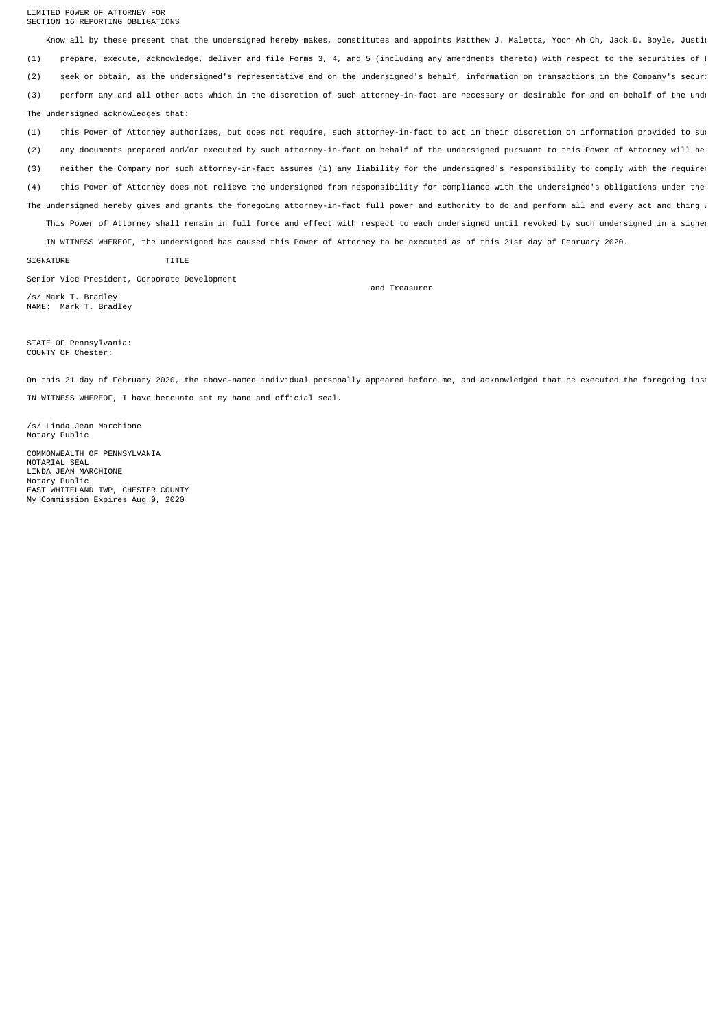LIMITED POWER OF ATTORNEY FOR
SECTION 16 REPORTING OBLIGATIONS

Know all by these present that the undersigned hereby makes, constitutes and appoints Matthew J. Maletta, Yoon Ah Oh, Jack D. Boyle, Justi

(1) prepare, execute, acknowledge, deliver and file Forms 3, 4, and 5 (including any amendments thereto) with respect to the securities of I

(2) seek or obtain, as the undersigned's representative and on the undersigned's behalf, information on transactions in the Company's secur

(3) perform any and all other acts which in the discretion of such attorney-in-fact are necessary or desirable for and on behalf of the und

The undersigned acknowledges that:

(1) this Power of Attorney authorizes, but does not require, such attorney-in-fact to act in their discretion on information provided to su

(2) any documents prepared and/or executed by such attorney-in-fact on behalf of the undersigned pursuant to this Power of Attorney will be

(3) neither the Company nor such attorney-in-fact assumes (i) any liability for the undersigned's responsibility to comply with the require

(4) this Power of Attorney does not relieve the undersigned from responsibility for compliance with the undersigned's obligations under the

The undersigned hereby gives and grants the foregoing attorney-in-fact full power and authority to do and perform all and every act and thing

This Power of Attorney shall remain in full force and effect with respect to each undersigned until revoked by such undersigned in a signe

IN WITNESS WHEREOF, the undersigned has caused this Power of Attorney to be executed as of this 21st day of February 2020.

| SIGNATURE | TITLE |
| --- | --- |
| /s/ Mark T. Bradley<br>NAME: Mark T. Bradley | Senior Vice President, Corporate Development and Treasurer |

STATE OF Pennsylvania:
COUNTY OF Chester:

On this 21 day of February 2020, the above-named individual personally appeared before me, and acknowledged that he executed the foregoing ins

IN WITNESS WHEREOF, I have hereunto set my hand and official seal.

/s/ Linda Jean Marchione
Notary Public

COMMONWEALTH OF PENNSYLVANIA
NOTARIAL SEAL
LINDA JEAN MARCHIONE
Notary Public
EAST WHITELAND TWP, CHESTER COUNTY
My Commission Expires Aug 9, 2020